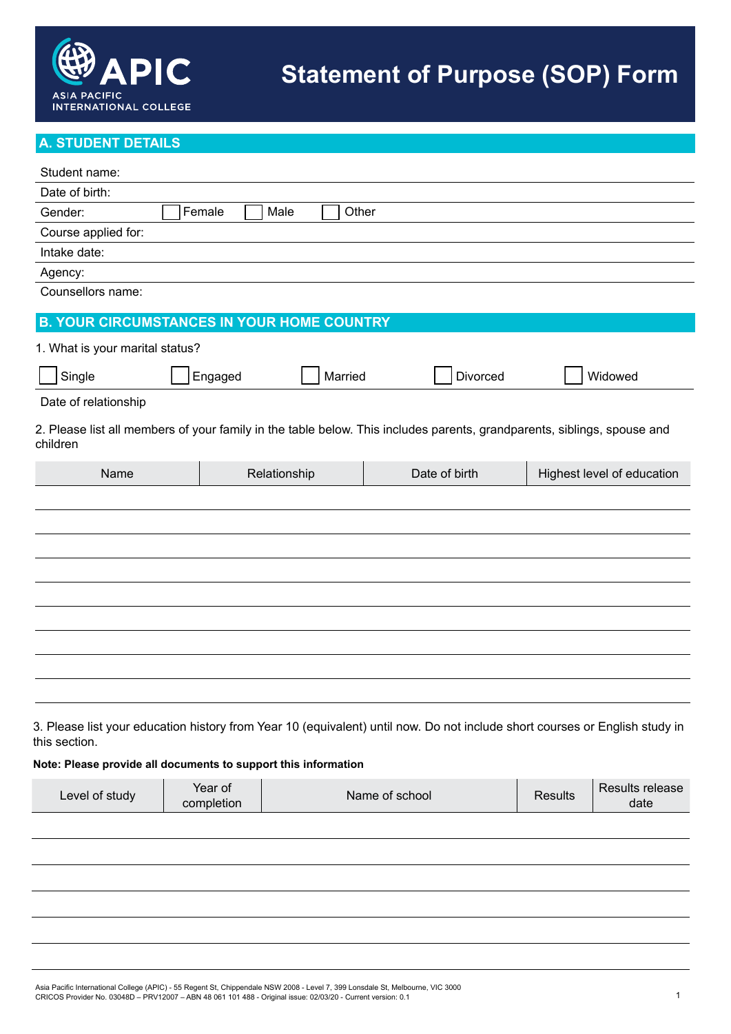# Statement of Purpose (SOP) Form

APIC
ASIA PACIFIC INTERNATIONAL COLLEGE

## A. STUDENT DETAILS

Student name:

Date of birth:

Gender: ☐ Female ☐ Male ☐ Other

Course applied for:

Intake date:

Agency:

Counsellors name:

## B. YOUR CIRCUMSTANCES IN YOUR HOME COUNTRY

1. What is your marital status?

☐ Single ☐ Engaged ☐ Married ☐ Divorced ☐ Widowed

Date of relationship

2. Please list all members of your family in the table below. This includes parents, grandparents, siblings, spouse and children

| Name | Relationship | Date of birth | Highest level of education |
|---|---|---|---|
| | | | |
| | | | |
| | | | |
| | | | |
| | | | |
| | | | |
| | | | |
| | | | |
| | | | |

3. Please list your education history from Year 10 (equivalent) until now. Do not include short courses or English study in this section.

**Note: Please provide all documents to support this information**

| Level of study | Year of completion | Name of school | Results | Results release date |
|---|---|---|---|---|
| | | | | |
| | | | | |
| | | | | |
| | | | | |
| | | | | |
| | | | | |

Asia Pacific International College (APIC) - 55 Regent St, Chippendale NSW 2008 - Level 7, 399 Lonsdale St, Melbourne, VIC 3000
CRICOS Provider No. 03048D – PRV12007 – ABN 48 061 101 488 - Original issue: 02/03/20 - Current version: 0.1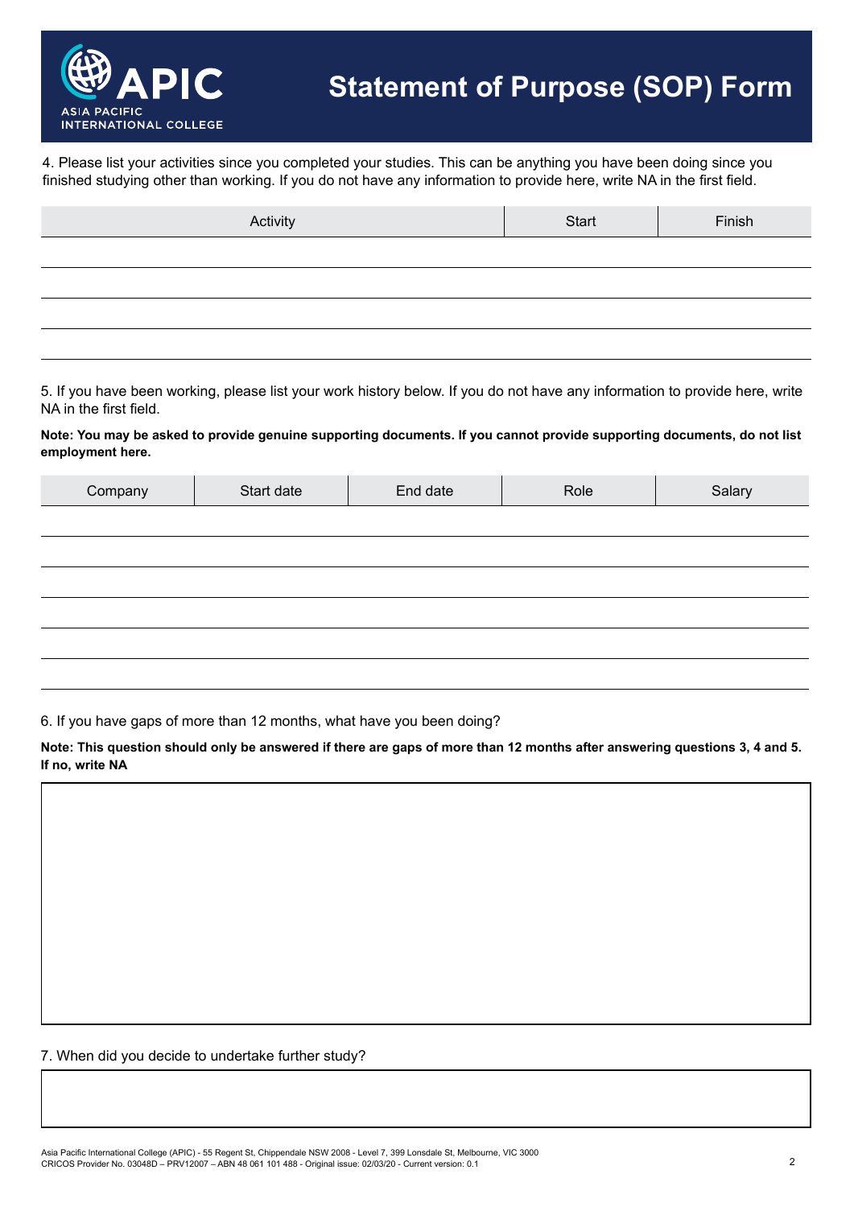# Statement of Purpose (SOP) Form

4. Please list your activities since you completed your studies. This can be anything you have been doing since you finished studying other than working. If you do not have any information to provide here, write NA in the first field.

| Activity | Start | Finish |
|---|---|---|
| | | |
| | | |
| | | |
| | | |

5. If you have been working, please list your work history below. If you do not have any information to provide here, write NA in the first field.

**Note: You may be asked to provide genuine supporting documents. If you cannot provide supporting documents, do not list employment here.**

| Company | Start date | End date | Role | Salary |
|---|---|---|---|---|
| | | | | |
| | | | | |
| | | | | |
| | | | | |
| | | | | |
| | | | | |

6. If you have gaps of more than 12 months, what have you been doing?

**Note: This question should only be answered if there are gaps of more than 12 months after answering questions 3, 4 and 5. If no, write NA**

7. When did you decide to undertake further study?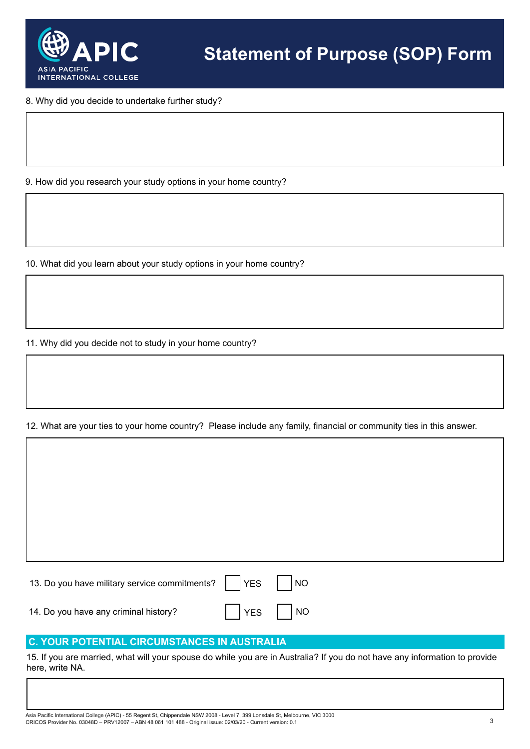# Statement of Purpose (SOP) Form

8. Why did you decide to undertake further study?

9. How did you research your study options in your home country?

10. What did you learn about your study options in your home country?

11. Why did you decide not to study in your home country?

12. What are your ties to your home country? Please include any family, financial or community ties in this answer.

13. Do you have military service commitments? ☐ YES ☐ NO

14. Do you have any criminal history? ☐ YES ☐ NO

## C. YOUR POTENTIAL CIRCUMSTANCES IN AUSTRALIA

15. If you are married, what will your spouse do while you are in Australia? If you do not have any information to provide here, write NA.

Asia Pacific International College (APIC) - 55 Regent St, Chippendale NSW 2008 - Level 7, 399 Lonsdale St, Melbourne, VIC 3000
CRICOS Provider No. 03048D – PRV12007 – ABN 48 061 101 488 - Original issue: 02/03/20 - Current version: 0.1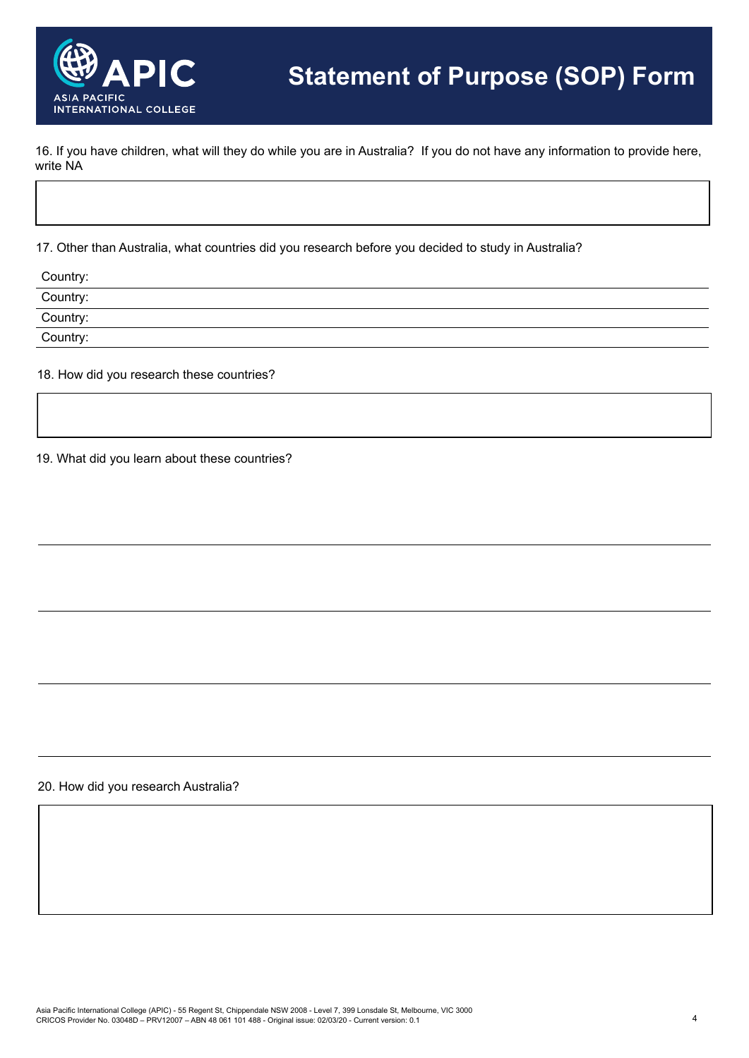# Statement of Purpose (SOP) Form

16. If you have children, what will they do while you are in Australia? If you do not have any information to provide here, write NA

17. Other than Australia, what countries did you research before you decided to study in Australia?

Country:

Country:

Country:

Country:

18. How did you research these countries?

19. What did you learn about these countries?

20. How did you research Australia?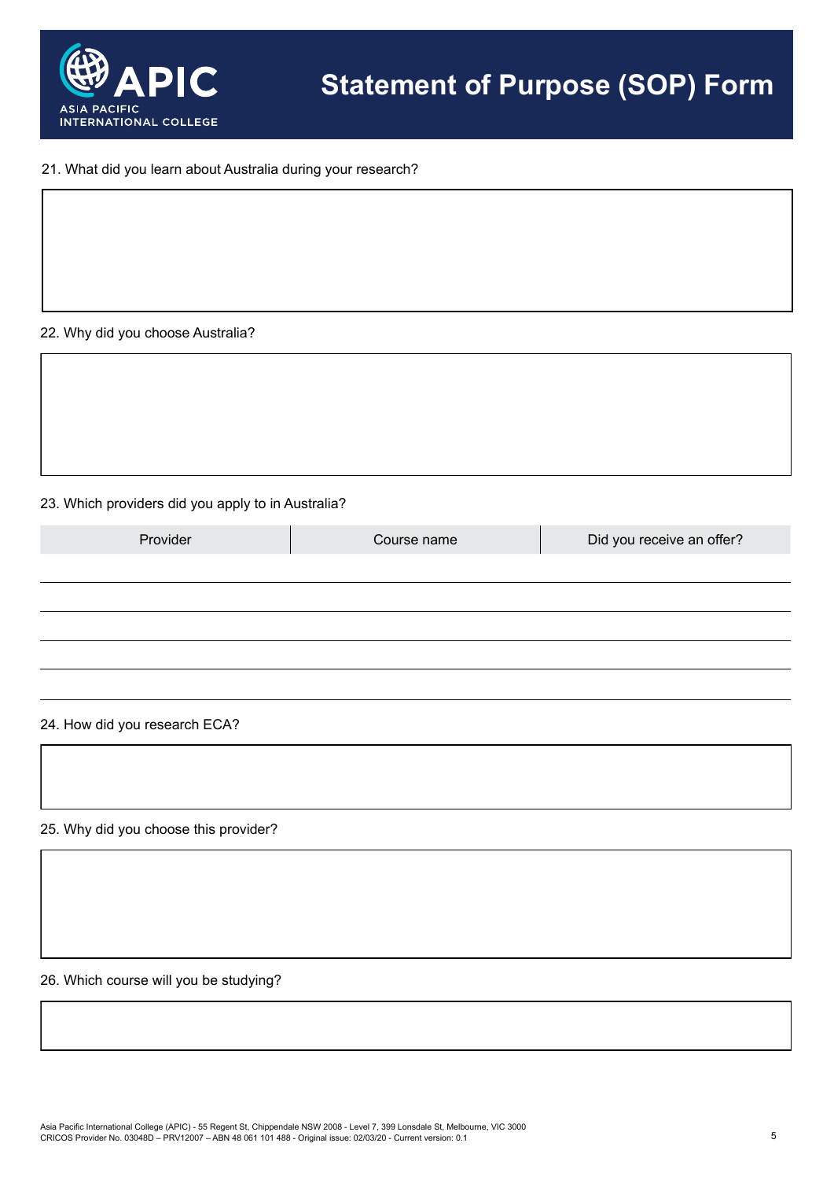# Statement of Purpose (SOP) Form

21. What did you learn about Australia during your research?

22. Why did you choose Australia?

23. Which providers did you apply to in Australia?

| Provider | Course name | Did you receive an offer? |
| --- | --- | --- |
| | | |
| | | |
| | | |
| | | |
| | | |

24. How did you research ECA?

25. Why did you choose this provider?

26. Which course will you be studying?

Asia Pacific International College (APIC) - 55 Regent St, Chippendale NSW 2008 - Level 7, 399 Lonsdale St, Melbourne, VIC 3000
CRICOS Provider No. 03048D – PRV12007 – ABN 48 061 101 488 - Original issue: 02/03/20 - Current version: 0.1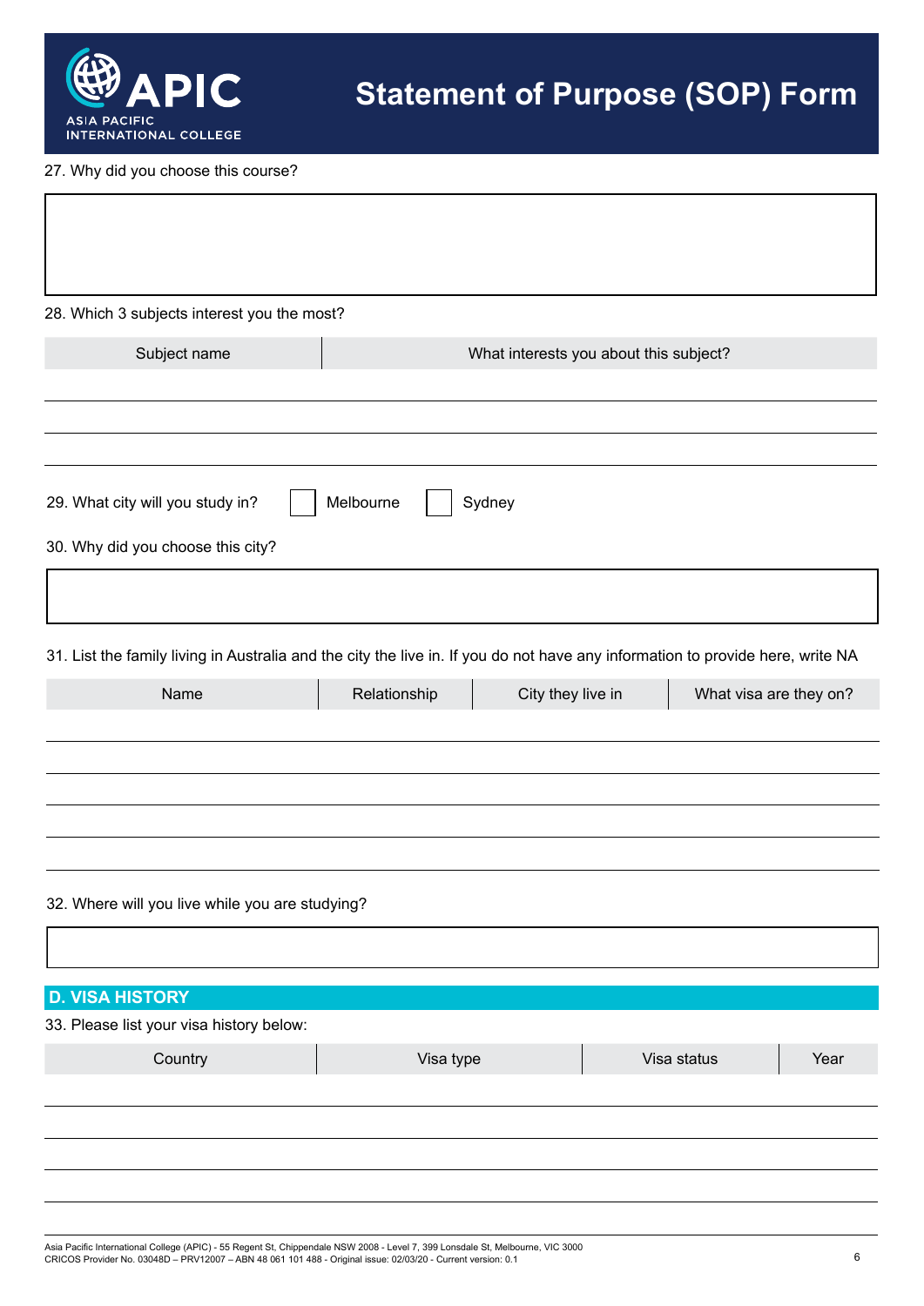# Statement of Purpose (SOP) Form

27. Why did you choose this course?

28. Which 3 subjects interest you the most?

| Subject name | What interests you about this subject? |
| --- | --- |
| | |
| | |
| | |

29. What city will you study in? ☐ Melbourne ☐ Sydney

30. Why did you choose this city?

31. List the family living in Australia and the city the live in. If you do not have any information to provide here, write NA

| Name | Relationship | City they live in | What visa are they on? |
| --- | --- | --- | --- |
| | | | |
| | | | |
| | | | |
| | | | |
| | | | |

32. Where will you live while you are studying?

## D. VISA HISTORY

33. Please list your visa history below:

| Country | Visa type | Visa status | Year |
| --- | --- | --- | --- |
| | | | |
| | | | |
| | | | |
| | | | |
| | | | |

Asia Pacific International College (APIC) - 55 Regent St, Chippendale NSW 2008 - Level 7, 399 Lonsdale St, Melbourne, VIC 3000
CRICOS Provider No. 03048D – PRV12007 – ABN 48 061 101 488 - Original issue: 02/03/20 - Current version: 0.1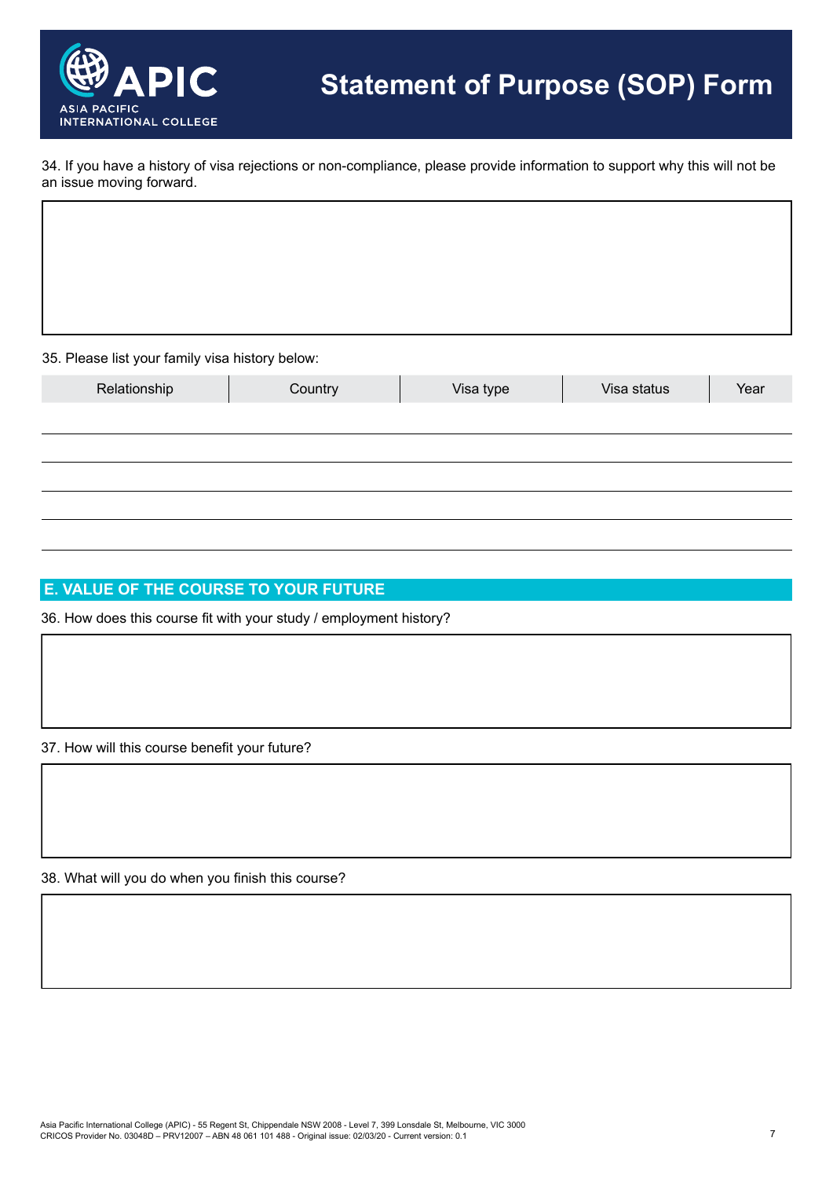# Statement of Purpose (SOP) Form

34. If you have a history of visa rejections or non-compliance, please provide information to support why this will not be an issue moving forward.

35. Please list your family visa history below:

| Relationship | Country | Visa type | Visa status | Year |
|---|---|---|---|---|
| | | | | |
| | | | | |
| | | | | |
| | | | | |
| | | | | |

## E. VALUE OF THE COURSE TO YOUR FUTURE

36. How does this course fit with your study / employment history?

37. How will this course benefit your future?

38. What will you do when you finish this course?

Asia Pacific International College (APIC) - 55 Regent St, Chippendale NSW 2008 - Level 7, 399 Lonsdale St, Melbourne, VIC 3000
CRICOS Provider No. 03048D – PRV12007 – ABN 48 061 101 488 - Original issue: 02/03/20 - Current version: 0.1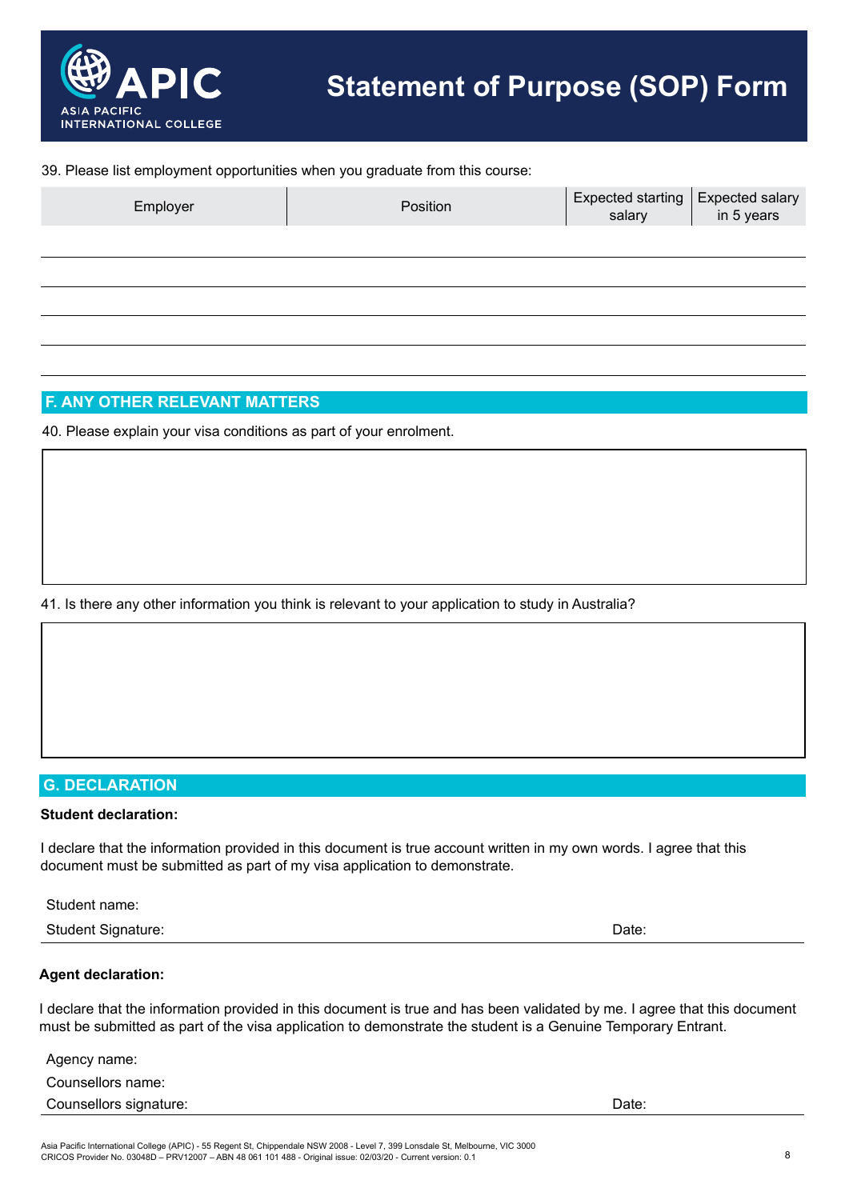# Statement of Purpose (SOP) Form

39. Please list employment opportunities when you graduate from this course:

| Employer | Position | Expected starting salary | Expected salary in 5 years |
|---|---|---|---|
| | | | |
| | | | |
| | | | |
| | | | |
| | | | |

## F. ANY OTHER RELEVANT MATTERS

40. Please explain your visa conditions as part of your enrolment.

41. Is there any other information you think is relevant to your application to study in Australia?

## G. DECLARATION

**Student declaration:**

I declare that the information provided in this document is true account written in my own words. I agree that this document must be submitted as part of my visa application to demonstrate.

Student name:

Student Signature: Date:

**Agent declaration:**

I declare that the information provided in this document is true and has been validated by me. I agree that this document must be submitted as part of the visa application to demonstrate the student is a Genuine Temporary Entrant.

Agency name:

Counsellors name:

Counsellors signature: Date:

Asia Pacific International College (APIC) - 55 Regent St, Chippendale NSW 2008 - Level 7, 399 Lonsdale St, Melbourne, VIC 3000
CRICOS Provider No. 03048D – PRV12007 – ABN 48 061 101 488 - Original issue: 02/03/20 - Current version: 0.1